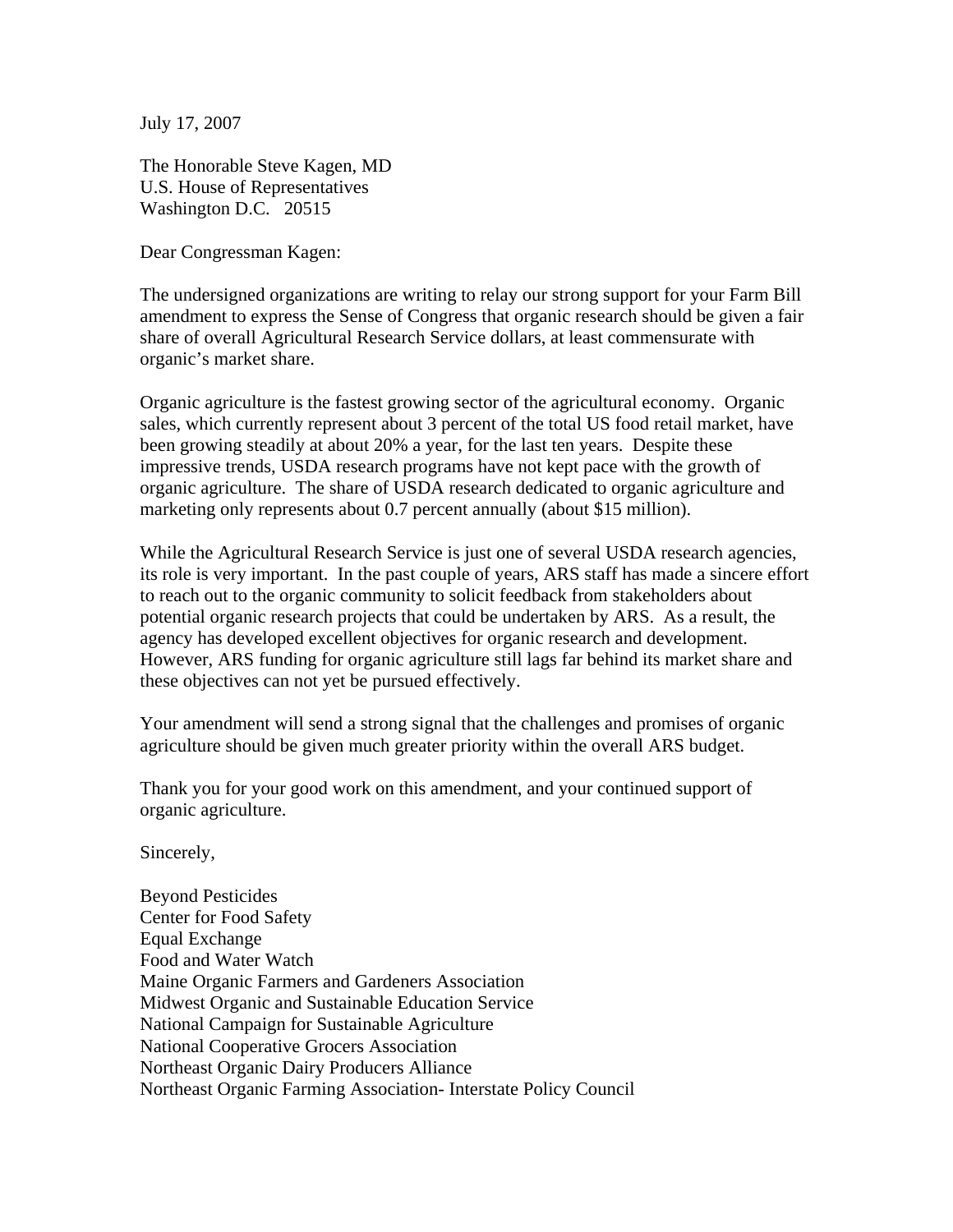July 17, 2007

The Honorable Steve Kagen, MD
U.S. House of Representatives
Washington D.C. 20515

Dear Congressman Kagen:

The undersigned organizations are writing to relay our strong support for your Farm Bill amendment to express the Sense of Congress that organic research should be given a fair share of overall Agricultural Research Service dollars, at least commensurate with organic's market share.

Organic agriculture is the fastest growing sector of the agricultural economy. Organic sales, which currently represent about 3 percent of the total US food retail market, have been growing steadily at about 20% a year, for the last ten years. Despite these impressive trends, USDA research programs have not kept pace with the growth of organic agriculture. The share of USDA research dedicated to organic agriculture and marketing only represents about 0.7 percent annually (about $15 million).

While the Agricultural Research Service is just one of several USDA research agencies, its role is very important. In the past couple of years, ARS staff has made a sincere effort to reach out to the organic community to solicit feedback from stakeholders about potential organic research projects that could be undertaken by ARS. As a result, the agency has developed excellent objectives for organic research and development. However, ARS funding for organic agriculture still lags far behind its market share and these objectives can not yet be pursued effectively.

Your amendment will send a strong signal that the challenges and promises of organic agriculture should be given much greater priority within the overall ARS budget.

Thank you for your good work on this amendment, and your continued support of organic agriculture.

Sincerely,

Beyond Pesticides
Center for Food Safety
Equal Exchange
Food and Water Watch
Maine Organic Farmers and Gardeners Association
Midwest Organic and Sustainable Education Service
National Campaign for Sustainable Agriculture
National Cooperative Grocers Association
Northeast Organic Dairy Producers Alliance
Northeast Organic Farming Association- Interstate Policy Council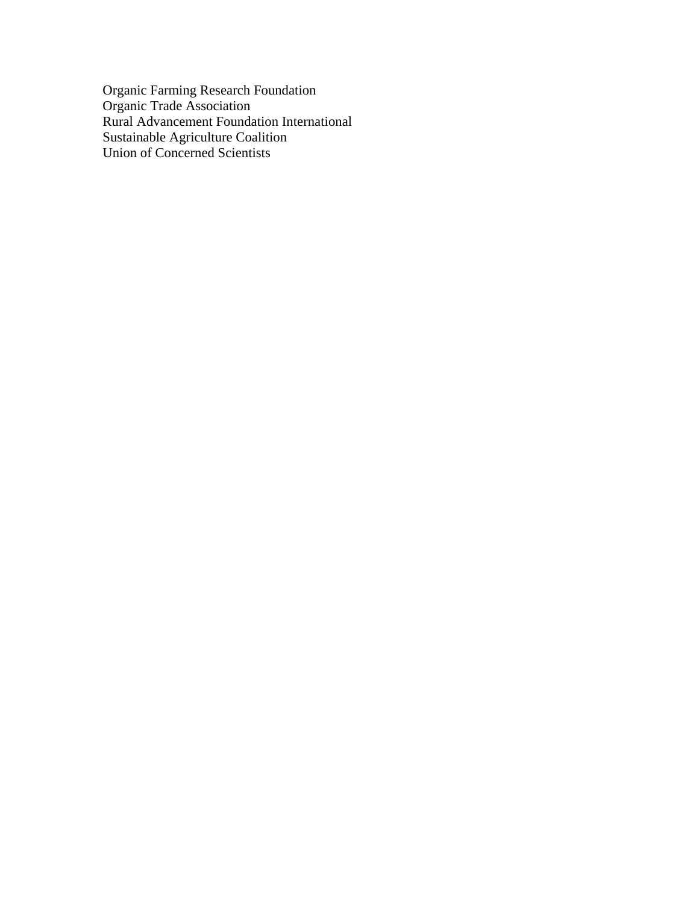Organic Farming Research Foundation
Organic Trade Association
Rural Advancement Foundation International
Sustainable Agriculture Coalition
Union of Concerned Scientists